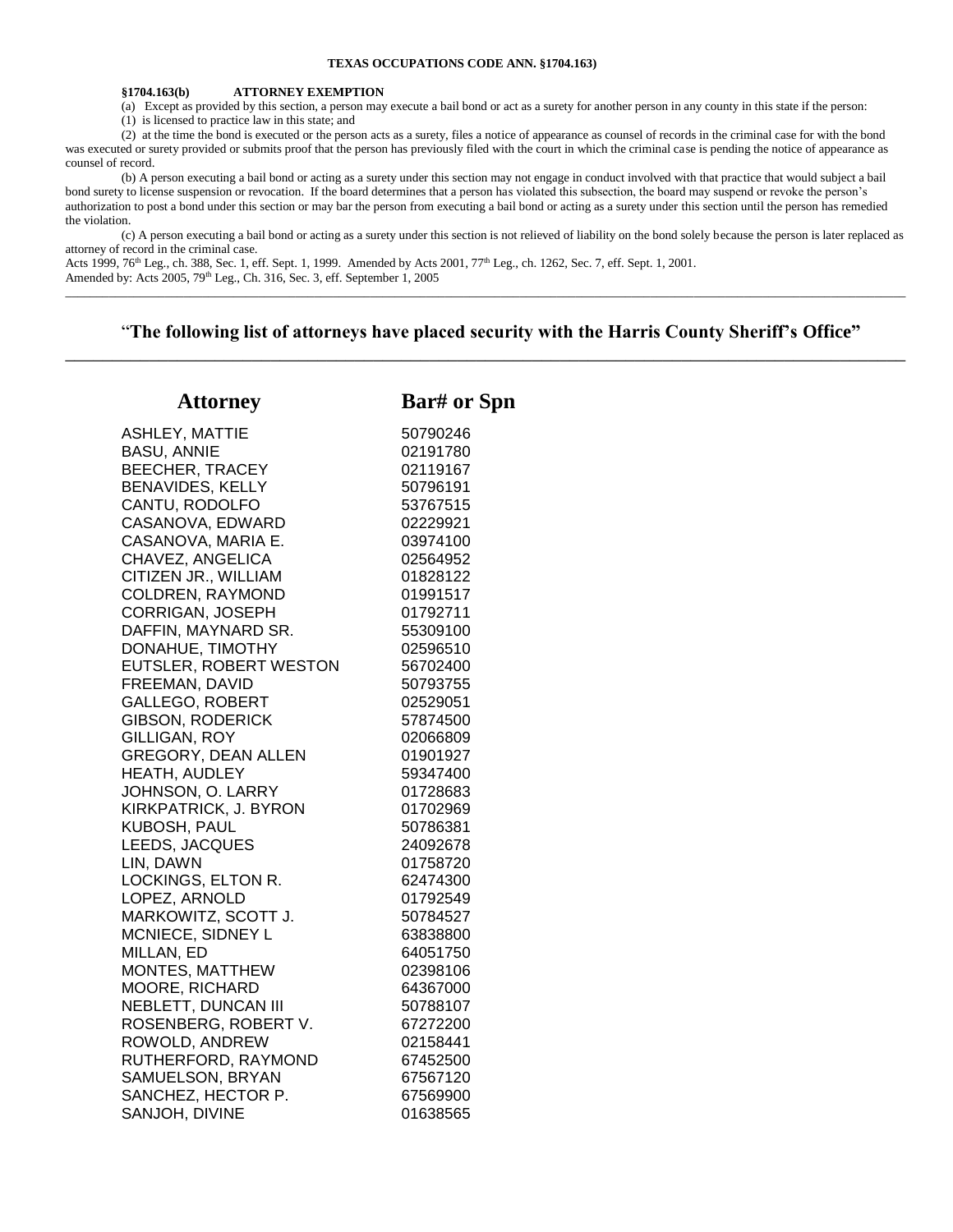**TEXAS OCCUPATIONS CODE ANN. §1704.163)**

**§1704.163(b) ATTORNEY EXEMPTION**

(a) Except as provided by this section, a person may execute a bail bond or act as a surety for another person in any county in this state if the person:

(1) is licensed to practice law in this state; and

(2) at the time the bond is executed or the person acts as a surety, files a notice of appearance as counsel of records in the criminal case for with the bond was executed or surety provided or submits proof that the person has previously filed with the court in which the criminal case is pending the notice of appearance as counsel of record.

(b) A person executing a bail bond or acting as a surety under this section may not engage in conduct involved with that practice that would subject a bail bond surety to license suspension or revocation. If the board determines that a person has violated this subsection, the board may suspend or revoke the person's authorization to post a bond under this section or may bar the person from executing a bail bond or acting as a surety under this section until the person has remedied the violation.

(c) A person executing a bail bond or acting as a surety under this section is not relieved of liability on the bond solely because the person is later replaced as attorney of record in the criminal case.

Acts 1999, 76th Leg., ch. 388, Sec. 1, eff. Sept. 1, 1999. Amended by Acts 2001, 77th Leg., ch. 1262, Sec. 7, eff. Sept. 1, 2001.
Amended by: Acts 2005, 79th Leg., Ch. 316, Sec. 3, eff. September 1, 2005

---

## "The following list of attorneys have placed security with the Harris County Sheriff's Office"

| Attorney | Bar# or Spn |
|---|---|
| ASHLEY, MATTIE | 50790246 |
| BASU, ANNIE | 02191780 |
| BEECHER, TRACEY | 02119167 |
| BENAVIDES, KELLY | 50796191 |
| CANTU, RODOLFO | 53767515 |
| CASANOVA, EDWARD | 02229921 |
| CASANOVA, MARIA E. | 03974100 |
| CHAVEZ, ANGELICA | 02564952 |
| CITIZEN JR., WILLIAM | 01828122 |
| COLDREN, RAYMOND | 01991517 |
| CORRIGAN, JOSEPH | 01792711 |
| DAFFIN, MAYNARD SR. | 55309100 |
| DONAHUE, TIMOTHY | 02596510 |
| EUTSLER, ROBERT WESTON | 56702400 |
| FREEMAN, DAVID | 50793755 |
| GALLEGO, ROBERT | 02529051 |
| GIBSON, RODERICK | 57874500 |
| GILLIGAN, ROY | 02066809 |
| GREGORY, DEAN ALLEN | 01901927 |
| HEATH, AUDLEY | 59347400 |
| JOHNSON, O. LARRY | 01728683 |
| KIRKPATRICK, J. BYRON | 01702969 |
| KUBOSH, PAUL | 50786381 |
| LEEDS, JACQUES | 24092678 |
| LIN, DAWN | 01758720 |
| LOCKINGS, ELTON R. | 62474300 |
| LOPEZ, ARNOLD | 01792549 |
| MARKOWITZ, SCOTT J. | 50784527 |
| MCNIECE, SIDNEY L | 63838800 |
| MILLAN, ED | 64051750 |
| MONTES, MATTHEW | 02398106 |
| MOORE, RICHARD | 64367000 |
| NEBLETT, DUNCAN III | 50788107 |
| ROSENBERG, ROBERT V. | 67272200 |
| ROWOLD, ANDREW | 02158441 |
| RUTHERFORD, RAYMOND | 67452500 |
| SAMUELSON, BRYAN | 67567120 |
| SANCHEZ, HECTOR P. | 67569900 |
| SANJOH, DIVINE | 01638565 |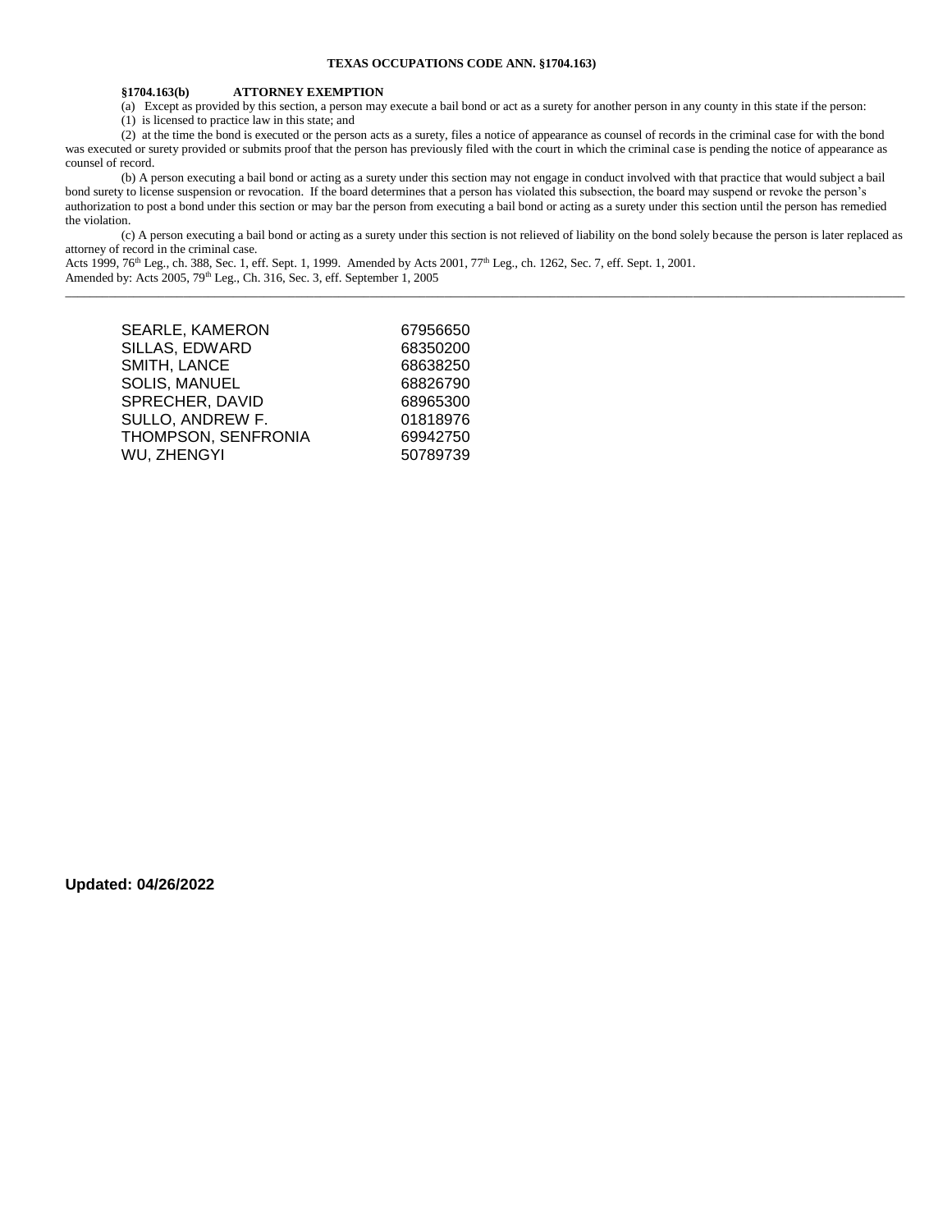**TEXAS OCCUPATIONS CODE ANN. §1704.163)**

**§1704.163(b) ATTORNEY EXEMPTION**

(a) Except as provided by this section, a person may execute a bail bond or act as a surety for another person in any county in this state if the person:

(1) is licensed to practice law in this state; and

(2) at the time the bond is executed or the person acts as a surety, files a notice of appearance as counsel of records in the criminal case for with the bond was executed or surety provided or submits proof that the person has previously filed with the court in which the criminal case is pending the notice of appearance as counsel of record.

(b) A person executing a bail bond or acting as a surety under this section may not engage in conduct involved with that practice that would subject a bail bond surety to license suspension or revocation. If the board determines that a person has violated this subsection, the board may suspend or revoke the person's authorization to post a bond under this section or may bar the person from executing a bail bond or acting as a surety under this section until the person has remedied the violation.

(c) A person executing a bail bond or acting as a surety under this section is not relieved of liability on the bond solely because the person is later replaced as attorney of record in the criminal case.

Acts 1999, 76th Leg., ch. 388, Sec. 1, eff. Sept. 1, 1999. Amended by Acts 2001, 77th Leg., ch. 1262, Sec. 7, eff. Sept. 1, 2001.
Amended by: Acts 2005, 79th Leg., Ch. 316, Sec. 3, eff. September 1, 2005

---

| | |
|---|---|
| SEARLE, KAMERON | 67956650 |
| SILLAS, EDWARD | 68350200 |
| SMITH, LANCE | 68638250 |
| SOLIS, MANUEL | 68826790 |
| SPRECHER, DAVID | 68965300 |
| SULLO, ANDREW F. | 01818976 |
| THOMPSON, SENFRONIA | 69942750 |
| WU, ZHENGYI | 50789739 |

**Updated: 04/26/2022**